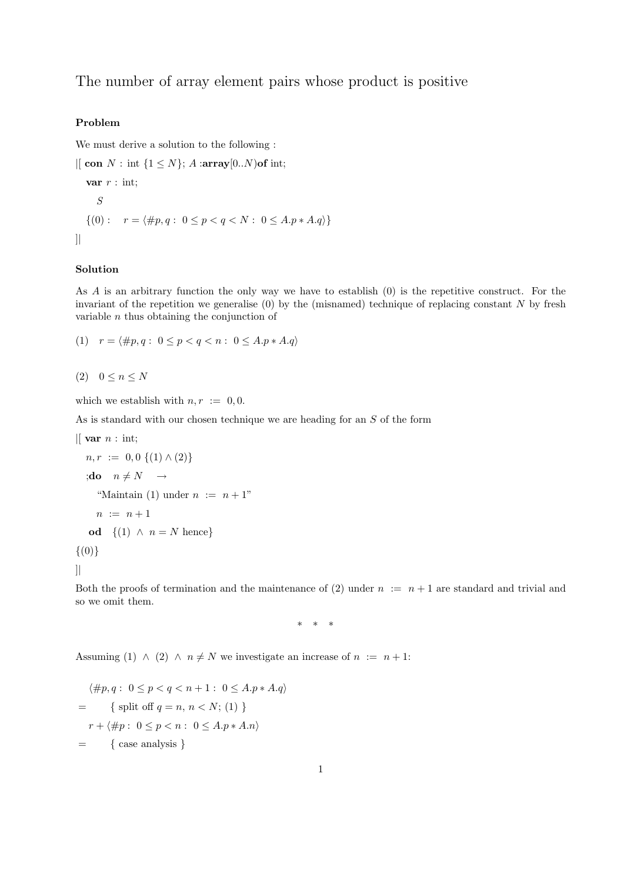# The number of array element pairs whose product is positive

### Problem

We must derive a solution to the following :

|[ **con** $N$ : int $\{1 \leq N\}$; $A$ :**array**$[0..N)$**of** int;

  **var** $r$ : int;

    $S$

  $\{(0): \quad r = \langle \#p, q : \ 0 \leq p < q < N : \ 0 \leq A.p * A.q \rangle\}$

]|

### Solution

As $A$ is an arbitrary function the only way we have to establish (0) is the repetitive construct. For the invariant of the repetition we generalise (0) by the (misnamed) technique of replacing constant $N$ by fresh variable $n$ thus obtaining the conjunction of

(1) $\quad r = \langle \#p, q : \ 0 \leq p < q < n : \ 0 \leq A.p * A.q \rangle$

(2) $\quad 0 \leq n \leq N$

which we establish with $n, r \ := \ 0, 0$.

As is standard with our chosen technique we are heading for an $S$ of the form

|[ **var** $n$ : int;

  $n, r \ := \ 0, 0 \ \{(1) \wedge (2)\}$

  ;**do** $\quad n \neq N \quad \rightarrow$

    "Maintain (1) under $n \ := \ n + 1$"

    $n \ := \ n + 1$

  **od** $\quad \{(1) \ \wedge \ n = N$ hence$\}$

$\{(0)\}$

]|

Both the proofs of termination and the maintenance of (2) under $n \ := \ n + 1$ are standard and trivial and so we omit them.

\* \* \*

Assuming (1) $\wedge$ (2) $\wedge$ $n \neq N$ we investigate an increase of $n \ := \ n + 1$:

$\langle \#p, q : \ 0 \leq p < q < n + 1 : \ 0 \leq A.p * A.q \rangle$

$= \qquad \{$ split off $q = n$, $n < N$; (1) $\}$

$r + \langle \#p : \ 0 \leq p < n : \ 0 \leq A.p * A.n \rangle$

$= \qquad \{$ case analysis $\}$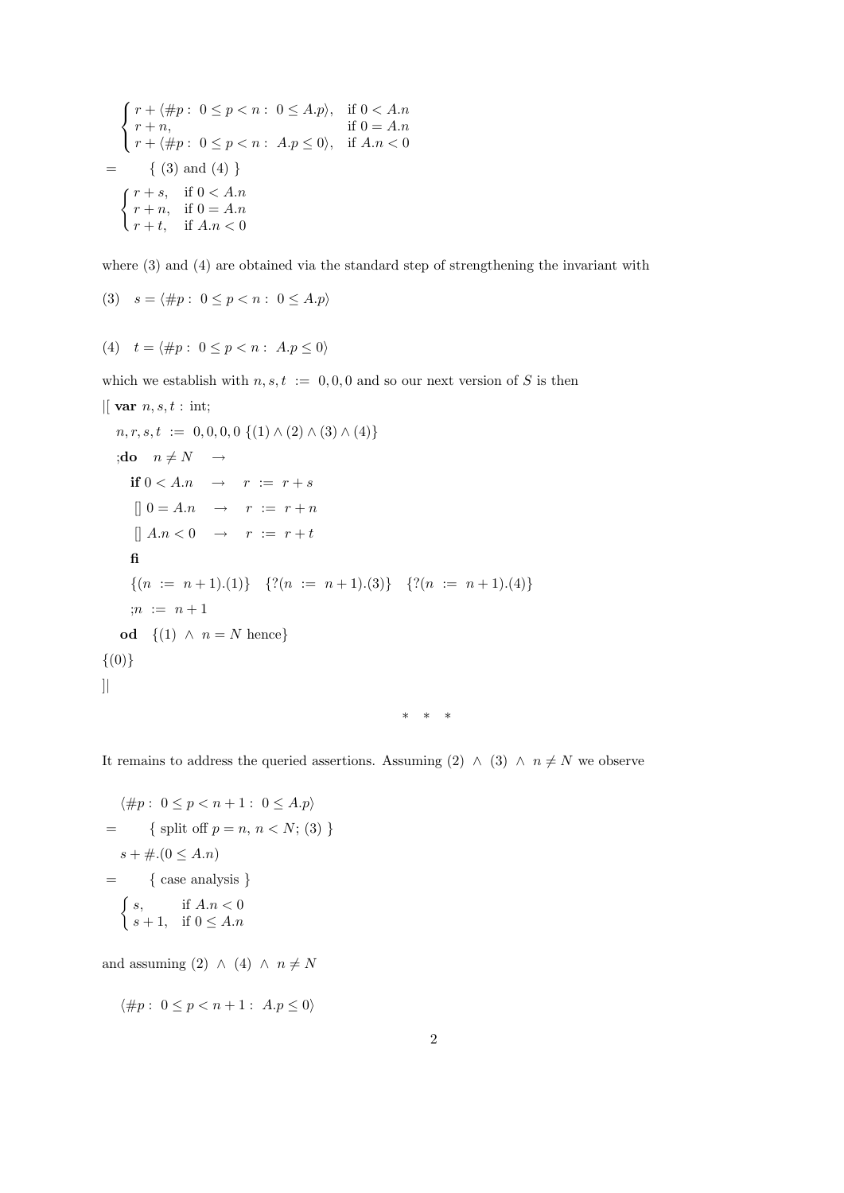$$
\begin{cases} r + \langle \#p :\ 0 \le p < n :\ 0 \le A.p \rangle, & \text{if } 0 < A.n \\ r + n, & \text{if } 0 = A.n \\ r + \langle \#p :\ 0 \le p < n :\ A.p \le 0 \rangle, & \text{if } A.n < 0 \end{cases}
$$

$=$ { (3) and (4) }

$$
\begin{cases} r + s, & \text{if } 0 < A.n \\ r + n, & \text{if } 0 = A.n \\ r + t, & \text{if } A.n < 0 \end{cases}
$$

where (3) and (4) are obtained via the standard step of strengthening the invariant with

(3) $\quad s = \langle \#p :\ 0 \le p < n :\ 0 \le A.p \rangle$

(4) $\quad t = \langle \#p :\ 0 \le p < n :\ A.p \le 0 \rangle$

which we establish with $n, s, t\ :=\ 0, 0, 0$ and so our next version of $S$ is then

```
|[ var n, s, t : int;
   n, r, s, t := 0, 0, 0, 0 {(1) ∧ (2) ∧ (3) ∧ (4)}
   ;do  n ≠ N   →
      if 0 < A.n   →   r := r + s
       [] 0 = A.n  →   r := r + n
       [] A.n < 0  →   r := r + t
      fi
      {(n := n + 1).(1)}   {?(n := n + 1).(3)}   {?(n := n + 1).(4)}
      ;n := n + 1
   od   {(1) ∧ n = N hence}
{(0)}
]|
```

\* \* \*

It remains to address the queried assertions. Assuming (2) $\wedge$ (3) $\wedge$ $n \neq N$ we observe

$\langle \#p :\ 0 \le p < n+1 :\ 0 \le A.p \rangle$

$=$ { split off $p = n$, $n < N$; (3) }

$s + \#.(0 \le A.n)$

$=$ { case analysis }

$$
\begin{cases} s, & \text{if } A.n < 0 \\ s + 1, & \text{if } 0 \le A.n \end{cases}
$$

and assuming (2) $\wedge$ (4) $\wedge$ $n \neq N$

$\langle \#p :\ 0 \le p < n+1 :\ A.p \le 0 \rangle$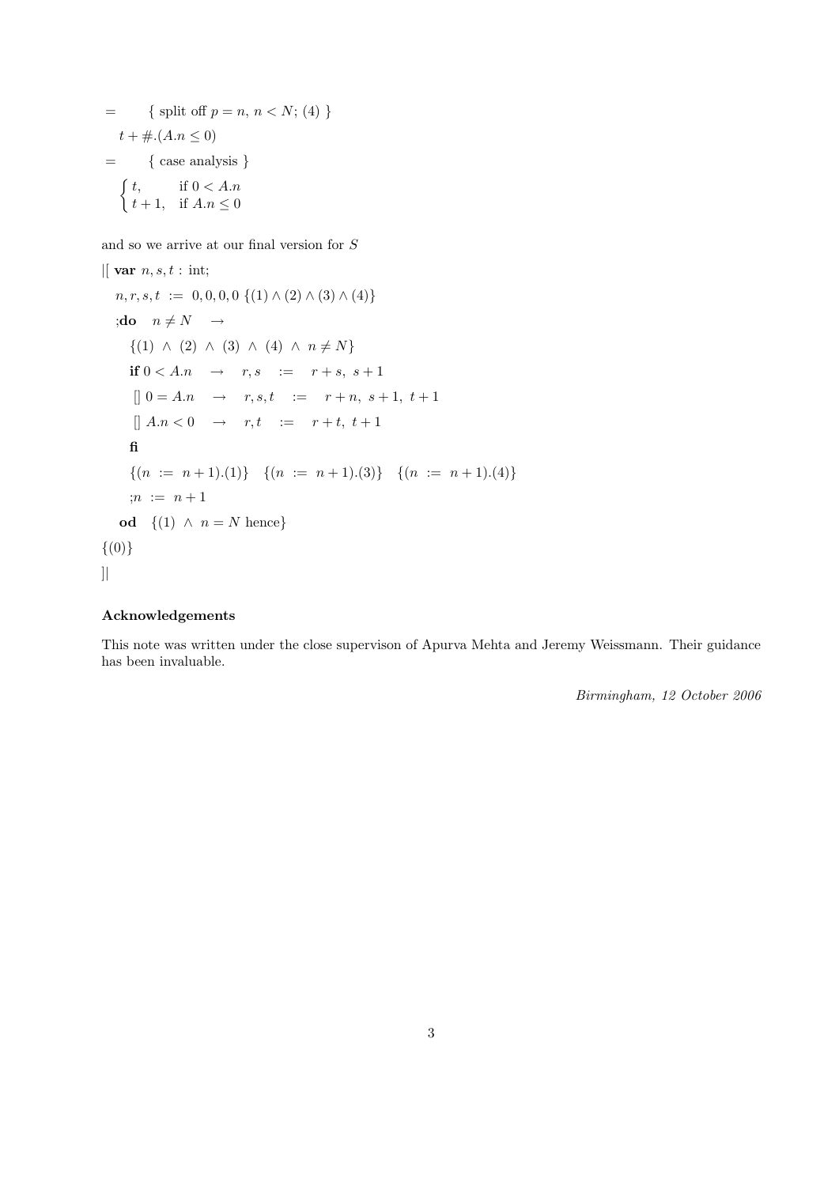$=$ { split off $p = n$, $n < N$; (4) }

$t + \#.(A.n \leq 0)$

$=$ { case analysis }

$$\begin{cases} t, & \text{if } 0 < A.n \\ t+1, & \text{if } A.n \leq 0 \end{cases}$$

and so we arrive at our final version for $S$

$|[$ **var** $n, s, t$ : int;

$n, r, s, t \ := \ 0, 0, 0, 0 \ \{(1) \wedge (2) \wedge (3) \wedge (4)\}$

;**do** $\ n \neq N \ \rightarrow$

$\{(1) \ \wedge \ (2) \ \wedge \ (3) \ \wedge \ (4) \ \wedge \ n \neq N\}$

**if** $0 < A.n \ \rightarrow \ r, s \ := \ r + s, \ s + 1$

$[] \ 0 = A.n \ \rightarrow \ r, s, t \ := \ r + n, \ s + 1, \ t + 1$

$[] \ A.n < 0 \ \rightarrow \ r, t \ := \ r + t, \ t + 1$

**fi**

$\{(n \ := \ n+1).(1)\} \quad \{(n \ := \ n+1).(3)\} \quad \{(n \ := \ n+1).(4)\}$

;$n \ := \ n + 1$

**od** $\ \{(1) \ \wedge \ n = N$ hence$\}$

$\{(0)\}$

$]|$

### Acknowledgements

This note was written under the close supervison of Apurva Mehta and Jeremy Weissmann. Their guidance has been invaluable.

*Birmingham, 12 October 2006*